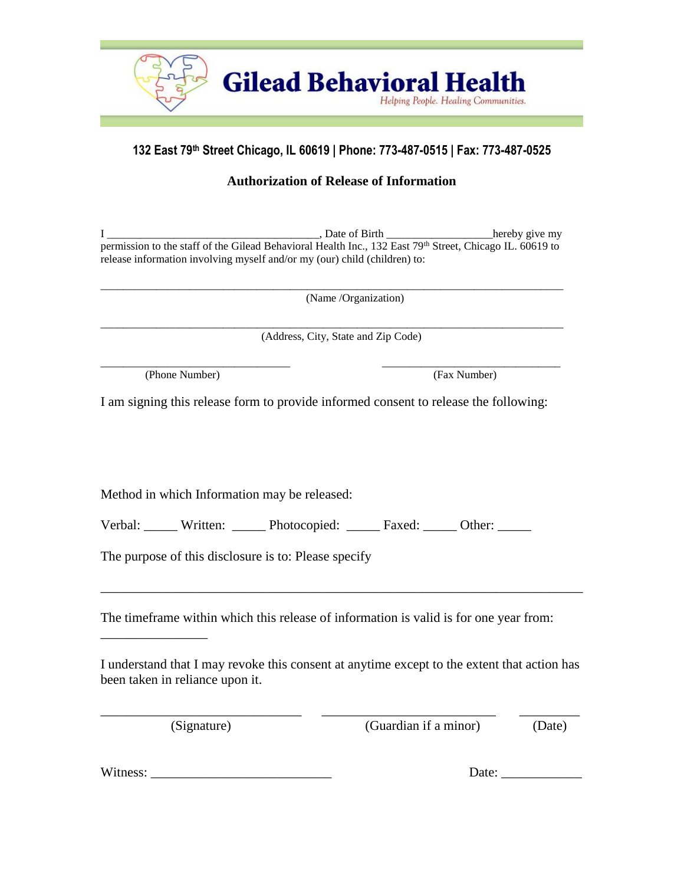# Gilead Behavioral Health

*Helping People. Healing Communities.*

**132 East 79th Street Chicago, IL 60619 | Phone: 773-487-0515 | Fax: 773-487-0525**

## Authorization of Release of Information

I ______________________________________, Date of Birth __________________hereby give my permission to the staff of the Gilead Behavioral Health Inc., 132 East 79th Street, Chicago IL. 60619 to release information involving myself and/or my (our) child (children) to:

______________________________________________________________________________
(Name /Organization)

______________________________________________________________________________
(Address, City, State and Zip Code)

________________________________ ______________________________
(Phone Number) (Fax Number)

I am signing this release form to provide informed consent to release the following:

Method in which Information may be released:

Verbal: _____ Written: _____ Photocopied: _____ Faxed: _____ Other: _____

The purpose of this disclosure is to: Please specify

______________________________________________________________________________

The timeframe within which this release of information is valid is for one year from:

________________

I understand that I may revoke this consent at anytime except to the extent that action has been taken in reliance upon it.

______________________________ ____________________________ _________
(Signature) (Guardian if a minor) (Date)

Witness: ___________________________ Date: ____________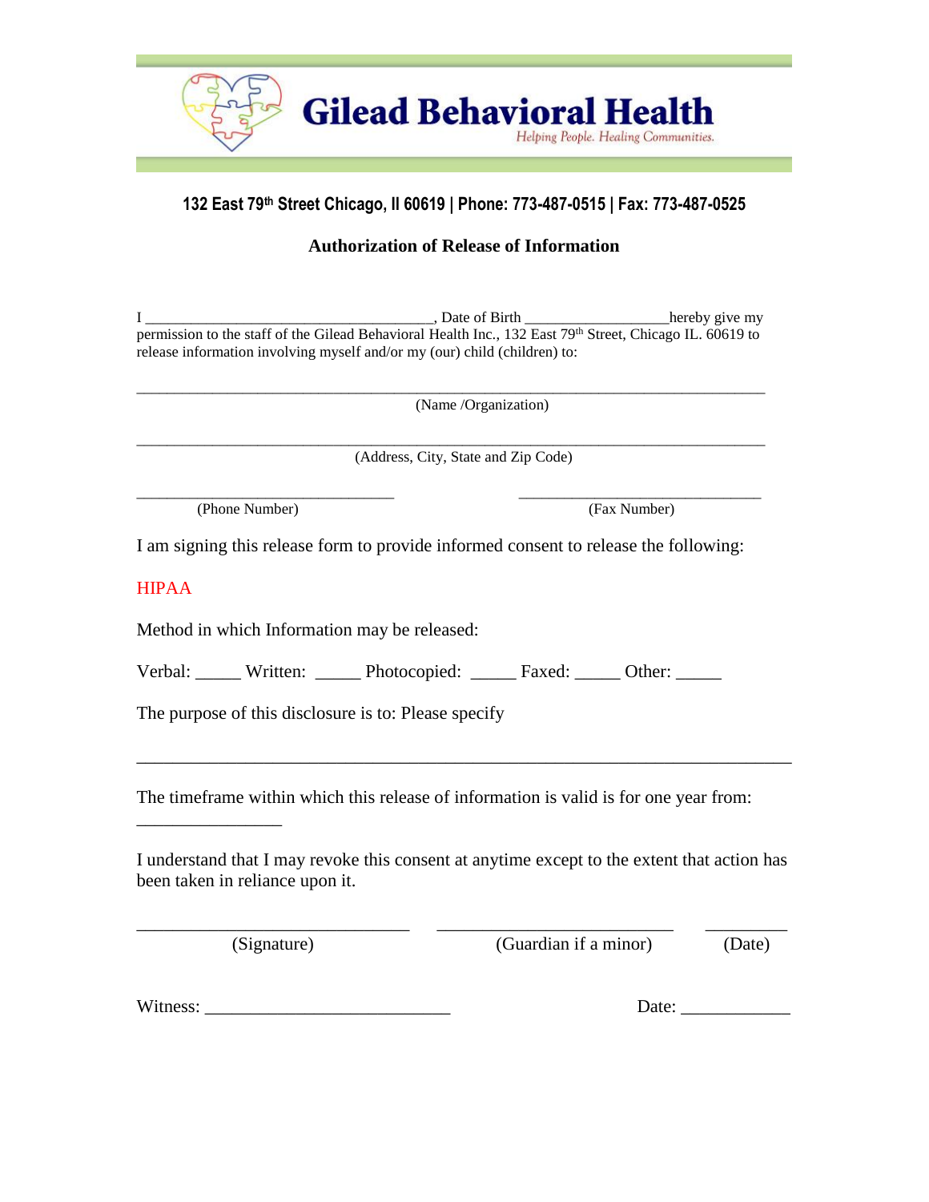# Gilead Behavioral Health

*Helping People. Healing Communities.*

**132 East 79th Street Chicago, Il 60619 | Phone: 773-487-0515 | Fax: 773-487-0525**

## Authorization of Release of Information

I _____________________________________, Date of Birth __________________hereby give my permission to the staff of the Gilead Behavioral Health Inc., 132 East 79th Street, Chicago IL. 60619 to release information involving myself and/or my (our) child (children) to:

_________________________________________________________________________________
(Name /Organization)

_________________________________________________________________________________
(Address, City, State and Zip Code)

________________________________ (Phone Number)

________________________________ (Fax Number)

I am signing this release form to provide informed consent to release the following:

HIPAA

Method in which Information may be released:

Verbal: _____ Written: _____ Photocopied: _____ Faxed: _____ Other: _____

The purpose of this disclosure is to: Please specify

_________________________________________________________________________________

The timeframe within which this release of information is valid is for one year from: ________________

I understand that I may revoke this consent at anytime except to the extent that action has been taken in reliance upon it.

______________________________ (Signature)

__________________________ (Guardian if a minor)

_________ (Date)

Witness: ___________________________

Date: ____________